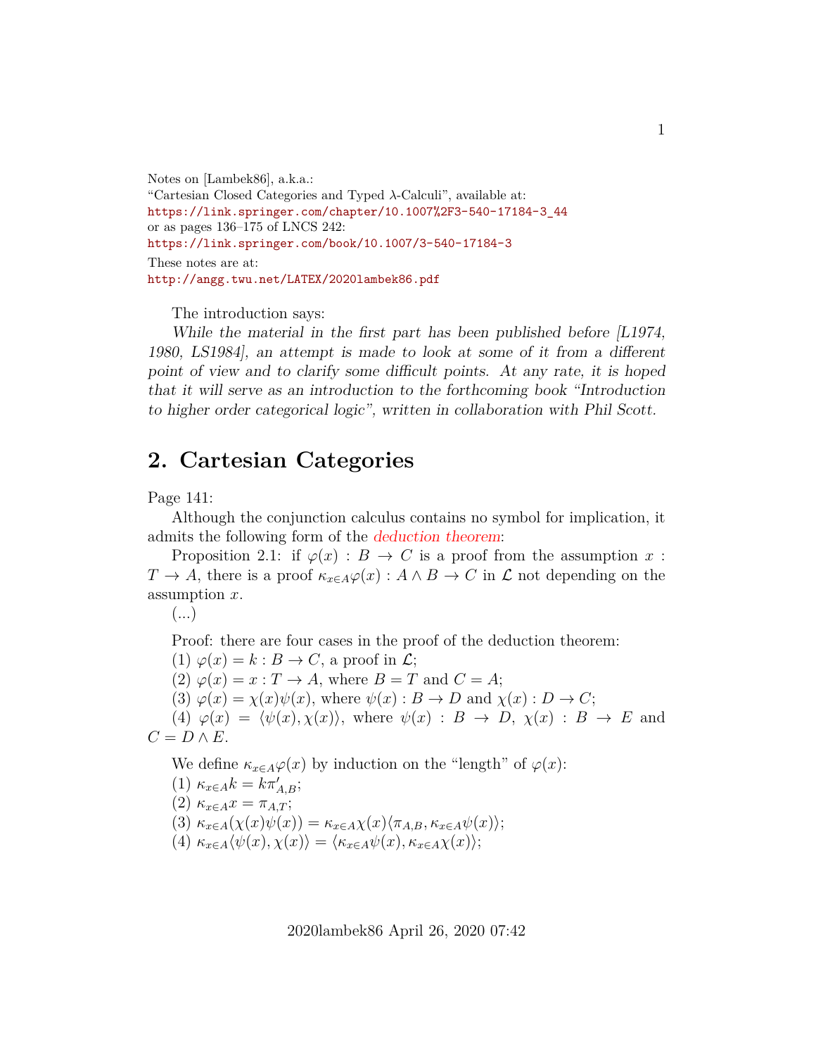Notes on [Lambek86], a.k.a.:
"Cartesian Closed Categories and Typed $\lambda$-Calculi", available at:
https://link.springer.com/chapter/10.1007%2F3-540-17184-3_44
or as pages 136–175 of LNCS 242:
https://link.springer.com/book/10.1007/3-540-17184-3
These notes are at:
http://angg.twu.net/LATEX/2020lambek86.pdf

The introduction says:

*While the material in the first part has been published before [L1974, 1980, LS1984], an attempt is made to look at some of it from a different point of view and to clarify some difficult points. At any rate, it is hoped that it will serve as an introduction to the forthcoming book "Introduction to higher order categorical logic", written in collaboration with Phil Scott.*

## 2. Cartesian Categories

Page 141:

Although the conjunction calculus contains no symbol for implication, it admits the following form of the *deduction theorem*:

Proposition 2.1: if $\varphi(x) : B \to C$ is a proof from the assumption $x : T \to A$, there is a proof $\kappa_{x \in A}\varphi(x) : A \wedge B \to C$ in $\mathcal{L}$ not depending on the assumption $x$.

(...)

Proof: there are four cases in the proof of the deduction theorem:

(1) $\varphi(x) = k : B \to C$, a proof in $\mathcal{L}$;

(2) $\varphi(x) = x : T \to A$, where $B = T$ and $C = A$;

(3) $\varphi(x) = \chi(x)\psi(x)$, where $\psi(x) : B \to D$ and $\chi(x) : D \to C$;

(4) $\varphi(x) = \langle \psi(x), \chi(x) \rangle$, where $\psi(x) : B \to D$, $\chi(x) : B \to E$ and $C = D \wedge E$.

We define $\kappa_{x \in A}\varphi(x)$ by induction on the "length" of $\varphi(x)$:

(1) $\kappa_{x \in A} k = k\pi'_{A,B}$;

(2) $\kappa_{x \in A} x = \pi_{A,T}$;

(3) $\kappa_{x \in A}(\chi(x)\psi(x)) = \kappa_{x \in A}\chi(x)\langle \pi_{A,B}, \kappa_{x \in A}\psi(x) \rangle$;

(4) $\kappa_{x \in A}\langle \psi(x), \chi(x) \rangle = \langle \kappa_{x \in A}\psi(x), \kappa_{x \in A}\chi(x) \rangle$;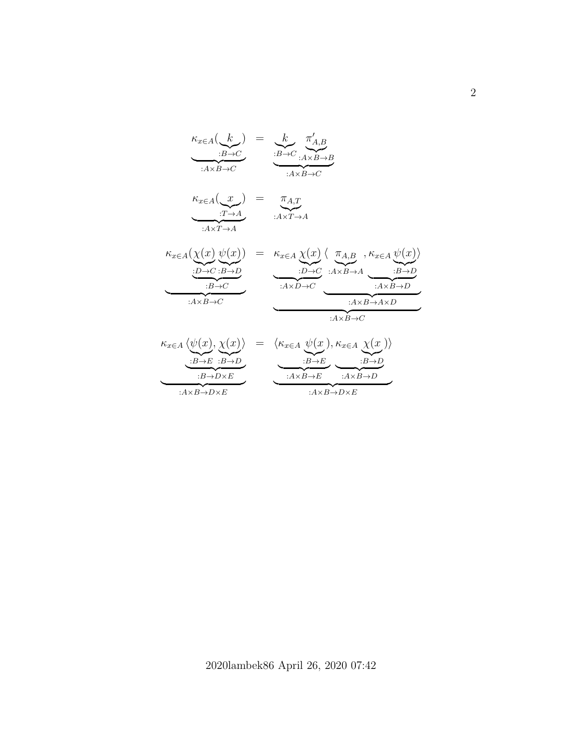$$\underbrace{\kappa_{x\in A}(\underbrace{k}_{:B\to C})}_{:A\times B\to C} \quad = \quad \underbrace{\underbrace{k}_{:B\to C}\;\underbrace{\pi'_{A,B}}_{:A\times B\to B}}_{:A\times B\to C}$$

$$\underbrace{\kappa_{x\in A}(\underbrace{x}_{:T\to A})}_{:A\times T\to A} \quad = \quad \underbrace{\pi_{A,T}}_{:A\times T\to A}$$

$$\underbrace{\kappa_{x\in A}(\underbrace{\underbrace{\chi(x)}_{:D\to C}\;\underbrace{\psi(x)}_{:B\to D}}_{:B\to C})}_{:A\times B\to C} \quad = \quad \underbrace{\underbrace{\kappa_{x\in A}\,\underbrace{\chi(x)}_{:D\to C}}_{:A\times D\to C}\;\underbrace{\langle\; \underbrace{\pi_{A,B}}_{:A\times B\to A}\;,\underbrace{\kappa_{x\in A}\,\underbrace{\psi(x)}_{:B\to D}}_{:A\times B\to D}\rangle}_{:A\times B\to A\times D}}_{:A\times B\to C}$$

$$\underbrace{\kappa_{x\in A}\,\underbrace{\langle\underbrace{\psi(x)}_{:B\to E},\,\underbrace{\chi(x)}_{:B\to D}\rangle}_{:B\to D\times E}}_{:A\times B\to D\times E} \quad = \quad \underbrace{\langle\underbrace{\kappa_{x\in A}\,\underbrace{\psi(x)}_{:B\to E}}_{:A\times B\to E},\,\underbrace{\kappa_{x\in A}\,\underbrace{\chi(x)}_{:B\to D}}_{:A\times B\to D}\rangle}_{:A\times B\to D\times E}$$